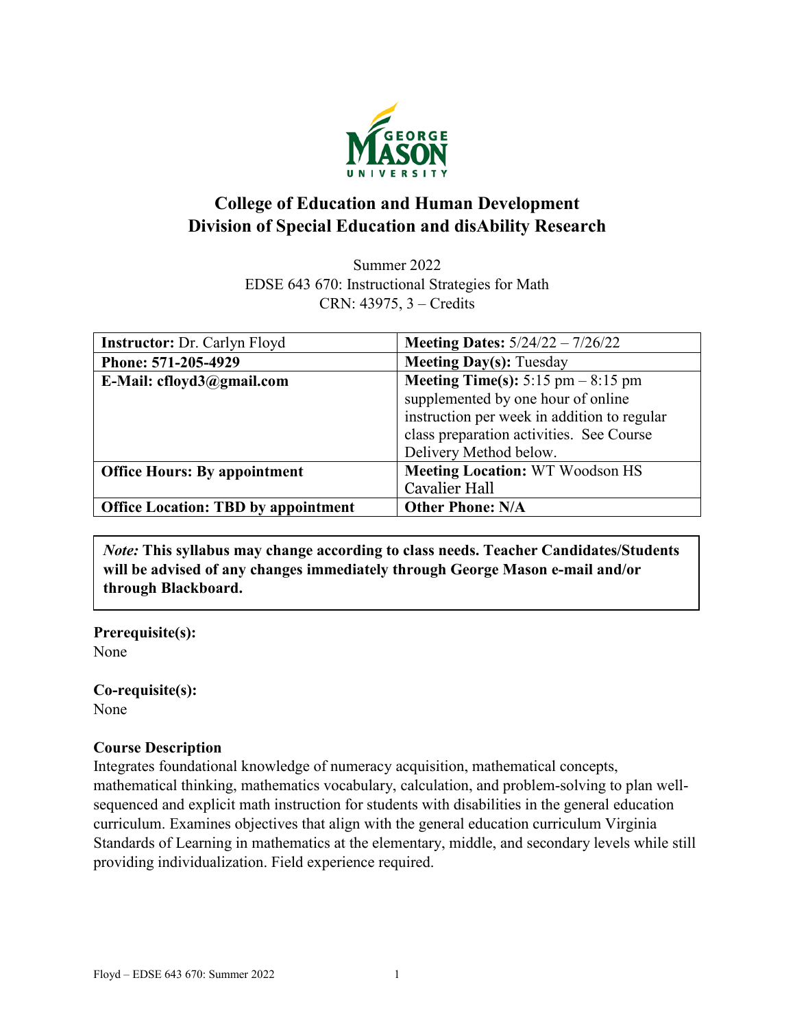# College of Education and Human Development
# Division of Special Education and disAbility Research

Summer 2022
EDSE 643 670: Instructional Strategies for Math
CRN: 43975, 3 – Credits

| | |
|---|---|
| **Instructor:** Dr. Carlyn Floyd | **Meeting Dates:** 5/24/22 – 7/26/22 |
| **Phone: 571-205-4929** | **Meeting Day(s):** Tuesday |
| **E-Mail: cfloyd3@gmail.com** | **Meeting Time(s):** 5:15 pm – 8:15 pm supplemented by one hour of online instruction per week in addition to regular class preparation activities. See Course Delivery Method below. |
| **Office Hours: By appointment** | **Meeting Location:** WT Woodson HS Cavalier Hall |
| **Office Location: TBD by appointment** | **Other Phone: N/A** |

> *Note:* **This syllabus may change according to class needs. Teacher Candidates/Students will be advised of any changes immediately through George Mason e-mail and/or through Blackboard.**

**Prerequisite(s):**
None

**Co-requisite(s):**
None

**Course Description**
Integrates foundational knowledge of numeracy acquisition, mathematical concepts, mathematical thinking, mathematics vocabulary, calculation, and problem-solving to plan well-sequenced and explicit math instruction for students with disabilities in the general education curriculum. Examines objectives that align with the general education curriculum Virginia Standards of Learning in mathematics at the elementary, middle, and secondary levels while still providing individualization. Field experience required.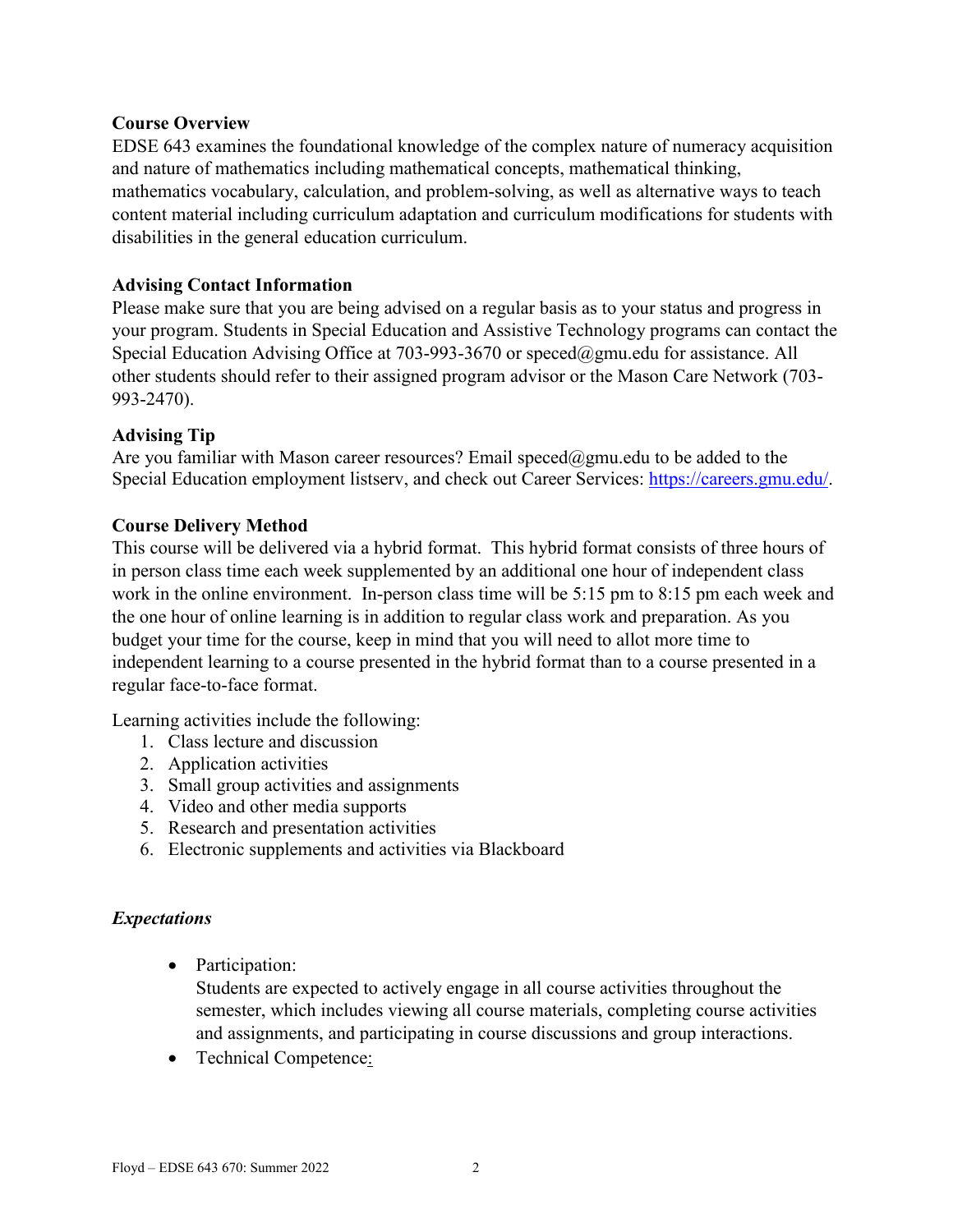**Course Overview**

EDSE 643 examines the foundational knowledge of the complex nature of numeracy acquisition and nature of mathematics including mathematical concepts, mathematical thinking, mathematics vocabulary, calculation, and problem-solving, as well as alternative ways to teach content material including curriculum adaptation and curriculum modifications for students with disabilities in the general education curriculum.

**Advising Contact Information**

Please make sure that you are being advised on a regular basis as to your status and progress in your program. Students in Special Education and Assistive Technology programs can contact the Special Education Advising Office at 703-993-3670 or speced@gmu.edu for assistance. All other students should refer to their assigned program advisor or the Mason Care Network (703-993-2470).

**Advising Tip**

Are you familiar with Mason career resources? Email speced@gmu.edu to be added to the Special Education employment listserv, and check out Career Services: [https://careers.gmu.edu/](https://careers.gmu.edu/).

**Course Delivery Method**

This course will be delivered via a hybrid format. This hybrid format consists of three hours of in person class time each week supplemented by an additional one hour of independent class work in the online environment. In-person class time will be 5:15 pm to 8:15 pm each week and the one hour of online learning is in addition to regular class work and preparation. As you budget your time for the course, keep in mind that you will need to allot more time to independent learning to a course presented in the hybrid format than to a course presented in a regular face-to-face format.

Learning activities include the following:

1. Class lecture and discussion
2. Application activities
3. Small group activities and assignments
4. Video and other media supports
5. Research and presentation activities
6. Electronic supplements and activities via Blackboard

***Expectations***

- Participation:
  Students are expected to actively engage in all course activities throughout the semester, which includes viewing all course materials, completing course activities and assignments, and participating in course discussions and group interactions.
- Technical Competence: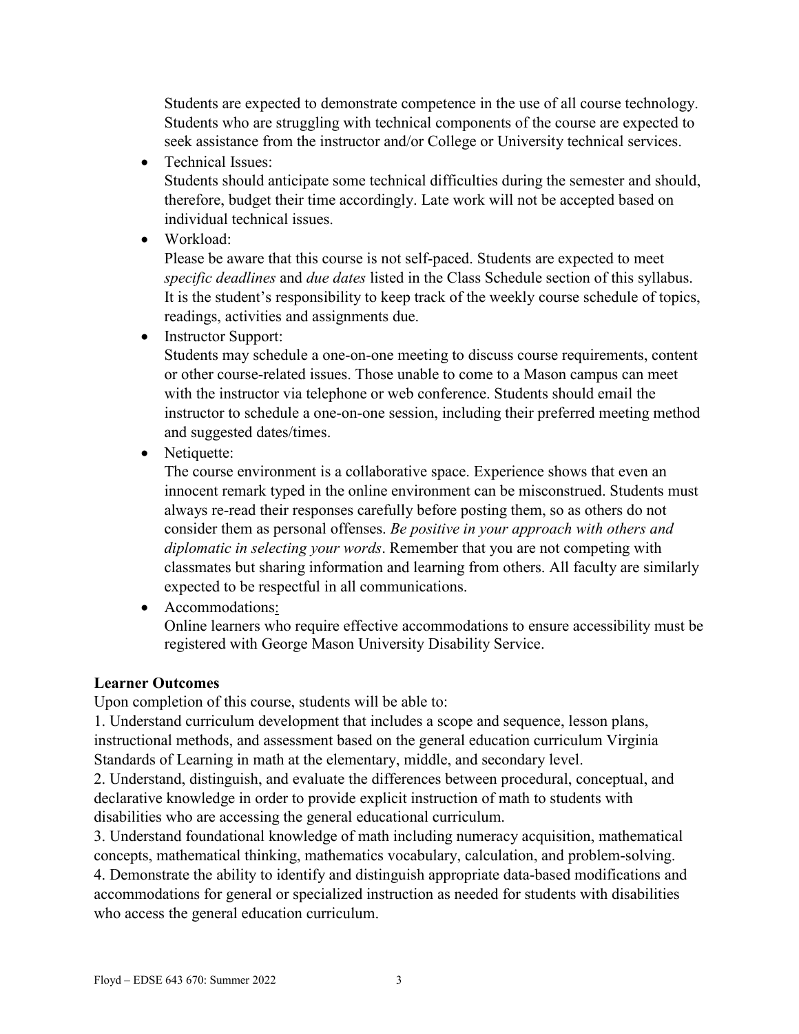Students are expected to demonstrate competence in the use of all course technology. Students who are struggling with technical components of the course are expected to seek assistance from the instructor and/or College or University technical services.

- Technical Issues:
  Students should anticipate some technical difficulties during the semester and should, therefore, budget their time accordingly. Late work will not be accepted based on individual technical issues.
- Workload:
  Please be aware that this course is not self-paced. Students are expected to meet *specific deadlines* and *due dates* listed in the Class Schedule section of this syllabus. It is the student's responsibility to keep track of the weekly course schedule of topics, readings, activities and assignments due.
- Instructor Support:
  Students may schedule a one-on-one meeting to discuss course requirements, content or other course-related issues. Those unable to come to a Mason campus can meet with the instructor via telephone or web conference. Students should email the instructor to schedule a one-on-one session, including their preferred meeting method and suggested dates/times.
- Netiquette:
  The course environment is a collaborative space. Experience shows that even an innocent remark typed in the online environment can be misconstrued. Students must always re-read their responses carefully before posting them, so as others do not consider them as personal offenses. *Be positive in your approach with others and diplomatic in selecting your words*. Remember that you are not competing with classmates but sharing information and learning from others. All faculty are similarly expected to be respectful in all communications.
- Accommodations:
  Online learners who require effective accommodations to ensure accessibility must be registered with George Mason University Disability Service.

**Learner Outcomes**

Upon completion of this course, students will be able to:

1. Understand curriculum development that includes a scope and sequence, lesson plans, instructional methods, and assessment based on the general education curriculum Virginia Standards of Learning in math at the elementary, middle, and secondary level.
2. Understand, distinguish, and evaluate the differences between procedural, conceptual, and declarative knowledge in order to provide explicit instruction of math to students with disabilities who are accessing the general educational curriculum.
3. Understand foundational knowledge of math including numeracy acquisition, mathematical concepts, mathematical thinking, mathematics vocabulary, calculation, and problem-solving.
4. Demonstrate the ability to identify and distinguish appropriate data-based modifications and accommodations for general or specialized instruction as needed for students with disabilities who access the general education curriculum.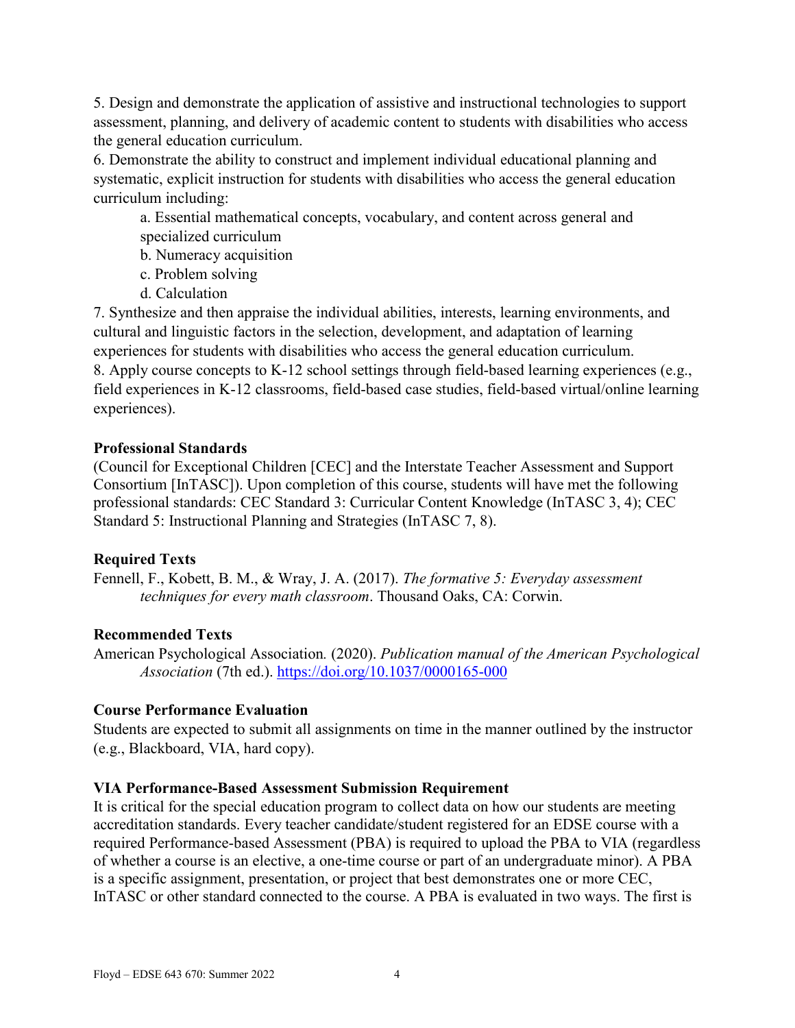5. Design and demonstrate the application of assistive and instructional technologies to support assessment, planning, and delivery of academic content to students with disabilities who access the general education curriculum.

6. Demonstrate the ability to construct and implement individual educational planning and systematic, explicit instruction for students with disabilities who access the general education curriculum including:

   a. Essential mathematical concepts, vocabulary, and content across general and specialized curriculum
   b. Numeracy acquisition
   c. Problem solving
   d. Calculation

7. Synthesize and then appraise the individual abilities, interests, learning environments, and cultural and linguistic factors in the selection, development, and adaptation of learning experiences for students with disabilities who access the general education curriculum.

8. Apply course concepts to K-12 school settings through field-based learning experiences (e.g., field experiences in K-12 classrooms, field-based case studies, field-based virtual/online learning experiences).

**Professional Standards**

(Council for Exceptional Children [CEC] and the Interstate Teacher Assessment and Support Consortium [InTASC]). Upon completion of this course, students will have met the following professional standards: CEC Standard 3: Curricular Content Knowledge (InTASC 3, 4); CEC Standard 5: Instructional Planning and Strategies (InTASC 7, 8).

**Required Texts**

Fennell, F., Kobett, B. M., & Wray, J. A. (2017). *The formative 5: Everyday assessment techniques for every math classroom*. Thousand Oaks, CA: Corwin.

**Recommended Texts**

American Psychological Association. (2020). *Publication manual of the American Psychological Association* (7th ed.). https://doi.org/10.1037/0000165-000

**Course Performance Evaluation**

Students are expected to submit all assignments on time in the manner outlined by the instructor (e.g., Blackboard, VIA, hard copy).

**VIA Performance-Based Assessment Submission Requirement**

It is critical for the special education program to collect data on how our students are meeting accreditation standards. Every teacher candidate/student registered for an EDSE course with a required Performance-based Assessment (PBA) is required to upload the PBA to VIA (regardless of whether a course is an elective, a one-time course or part of an undergraduate minor). A PBA is a specific assignment, presentation, or project that best demonstrates one or more CEC, InTASC or other standard connected to the course. A PBA is evaluated in two ways. The first is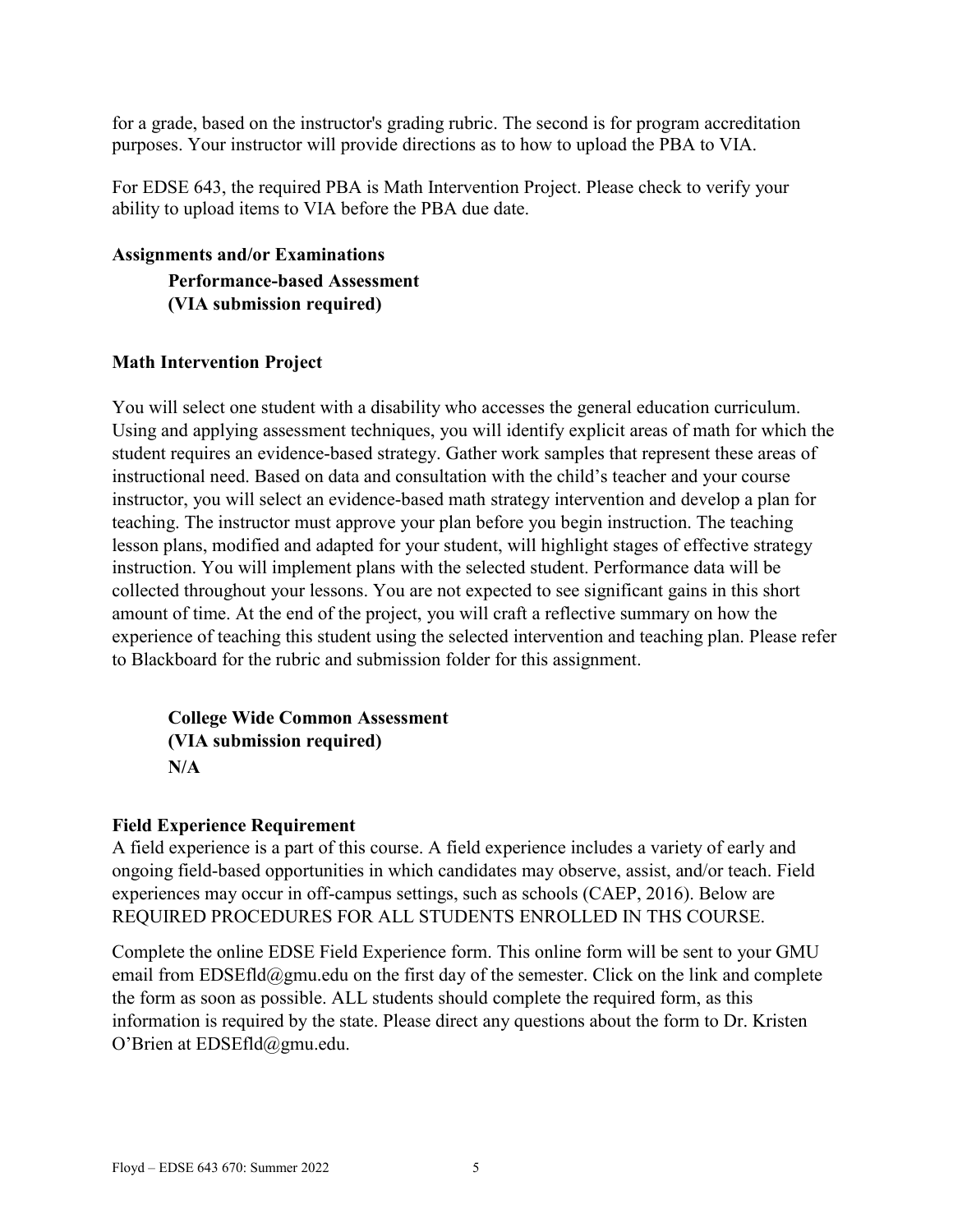for a grade, based on the instructor's grading rubric. The second is for program accreditation purposes. Your instructor will provide directions as to how to upload the PBA to VIA.

For EDSE 643, the required PBA is Math Intervention Project. Please check to verify your ability to upload items to VIA before the PBA due date.

**Assignments and/or Examinations**

**Performance-based Assessment**
**(VIA submission required)**

**Math Intervention Project**

You will select one student with a disability who accesses the general education curriculum. Using and applying assessment techniques, you will identify explicit areas of math for which the student requires an evidence-based strategy. Gather work samples that represent these areas of instructional need. Based on data and consultation with the child's teacher and your course instructor, you will select an evidence-based math strategy intervention and develop a plan for teaching. The instructor must approve your plan before you begin instruction. The teaching lesson plans, modified and adapted for your student, will highlight stages of effective strategy instruction. You will implement plans with the selected student. Performance data will be collected throughout your lessons. You are not expected to see significant gains in this short amount of time. At the end of the project, you will craft a reflective summary on how the experience of teaching this student using the selected intervention and teaching plan. Please refer to Blackboard for the rubric and submission folder for this assignment.

**College Wide Common Assessment**
**(VIA submission required)**
**N/A**

**Field Experience Requirement**

A field experience is a part of this course. A field experience includes a variety of early and ongoing field-based opportunities in which candidates may observe, assist, and/or teach. Field experiences may occur in off-campus settings, such as schools (CAEP, 2016). Below are REQUIRED PROCEDURES FOR ALL STUDENTS ENROLLED IN THS COURSE.

Complete the online EDSE Field Experience form. This online form will be sent to your GMU email from EDSEfld@gmu.edu on the first day of the semester. Click on the link and complete the form as soon as possible. ALL students should complete the required form, as this information is required by the state. Please direct any questions about the form to Dr. Kristen O'Brien at EDSEfld@gmu.edu.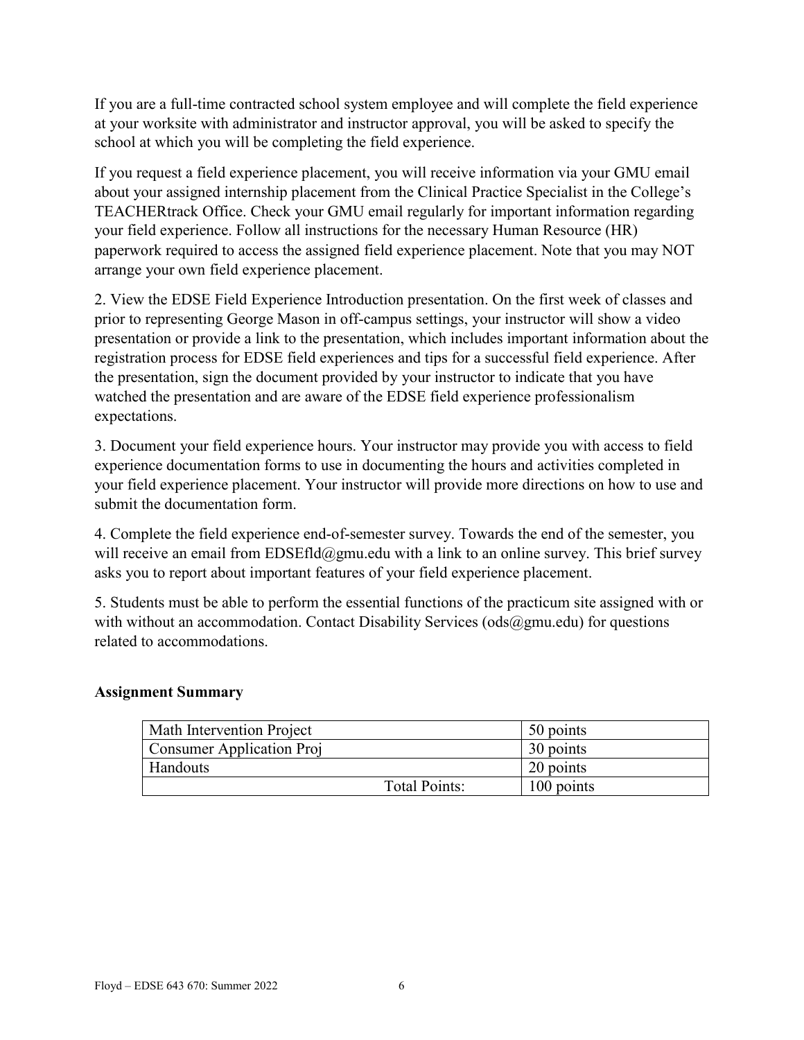If you are a full-time contracted school system employee and will complete the field experience at your worksite with administrator and instructor approval, you will be asked to specify the school at which you will be completing the field experience.

If you request a field experience placement, you will receive information via your GMU email about your assigned internship placement from the Clinical Practice Specialist in the College's TEACHERtrack Office. Check your GMU email regularly for important information regarding your field experience. Follow all instructions for the necessary Human Resource (HR) paperwork required to access the assigned field experience placement. Note that you may NOT arrange your own field experience placement.

2. View the EDSE Field Experience Introduction presentation. On the first week of classes and prior to representing George Mason in off-campus settings, your instructor will show a video presentation or provide a link to the presentation, which includes important information about the registration process for EDSE field experiences and tips for a successful field experience. After the presentation, sign the document provided by your instructor to indicate that you have watched the presentation and are aware of the EDSE field experience professionalism expectations.

3. Document your field experience hours. Your instructor may provide you with access to field experience documentation forms to use in documenting the hours and activities completed in your field experience placement. Your instructor will provide more directions on how to use and submit the documentation form.

4. Complete the field experience end-of-semester survey. Towards the end of the semester, you will receive an email from EDSEfld@gmu.edu with a link to an online survey. This brief survey asks you to report about important features of your field experience placement.

5. Students must be able to perform the essential functions of the practicum site assigned with or with without an accommodation. Contact Disability Services (ods@gmu.edu) for questions related to accommodations.

**Assignment Summary**

| | |
|---|---|
| Math Intervention Project | 50 points |
| Consumer Application Proj | 30 points |
| Handouts | 20 points |
| Total Points: | 100 points |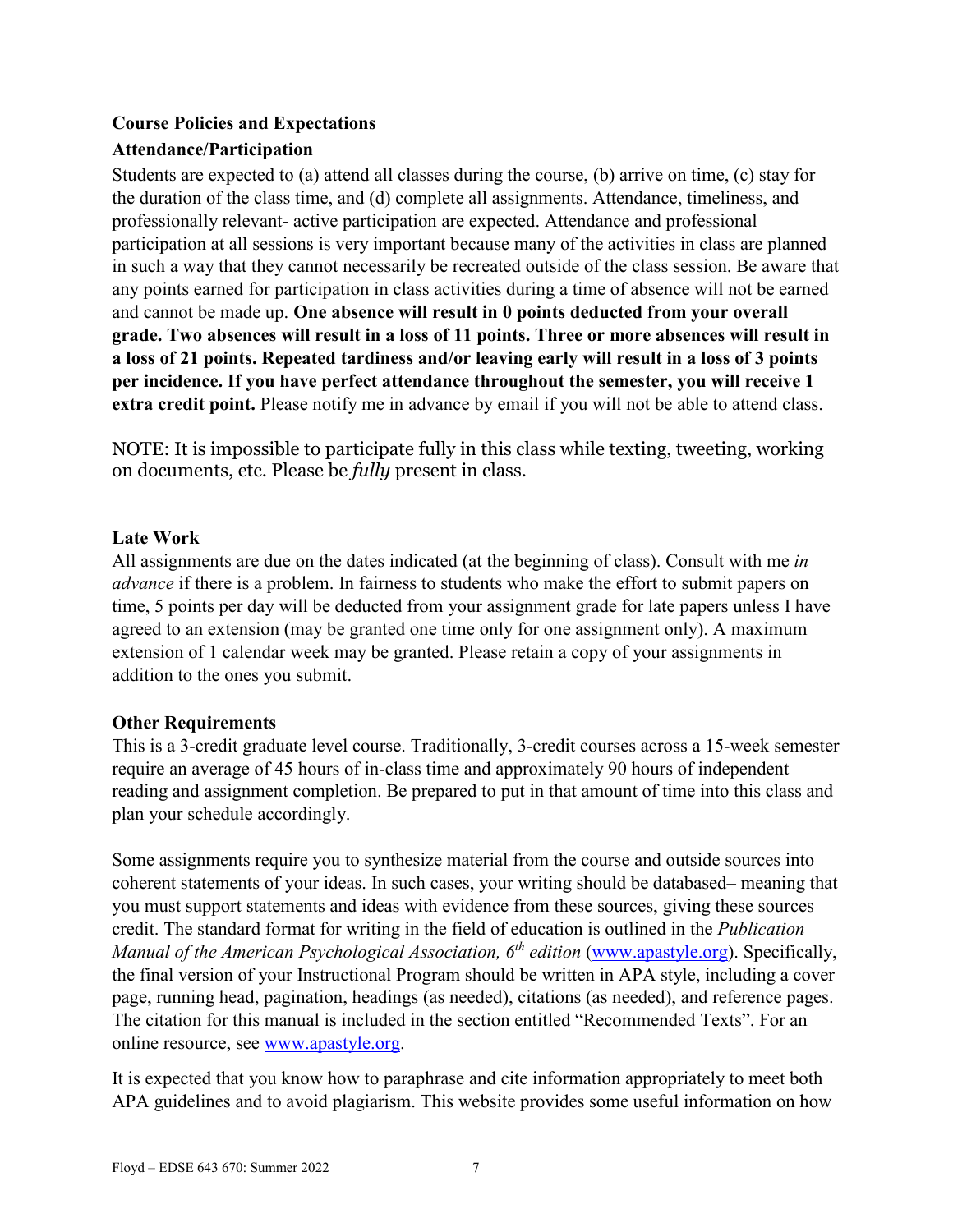**Course Policies and Expectations**

**Attendance/Participation**

Students are expected to (a) attend all classes during the course, (b) arrive on time, (c) stay for the duration of the class time, and (d) complete all assignments. Attendance, timeliness, and professionally relevant- active participation are expected. Attendance and professional participation at all sessions is very important because many of the activities in class are planned in such a way that they cannot necessarily be recreated outside of the class session. Be aware that any points earned for participation in class activities during a time of absence will not be earned and cannot be made up. **One absence will result in 0 points deducted from your overall grade. Two absences will result in a loss of 11 points. Three or more absences will result in a loss of 21 points. Repeated tardiness and/or leaving early will result in a loss of 3 points per incidence. If you have perfect attendance throughout the semester, you will receive 1 extra credit point.** Please notify me in advance by email if you will not be able to attend class.

NOTE: It is impossible to participate fully in this class while texting, tweeting, working on documents, etc. Please be *fully* present in class.

**Late Work**

All assignments are due on the dates indicated (at the beginning of class). Consult with me *in advance* if there is a problem. In fairness to students who make the effort to submit papers on time, 5 points per day will be deducted from your assignment grade for late papers unless I have agreed to an extension (may be granted one time only for one assignment only). A maximum extension of 1 calendar week may be granted. Please retain a copy of your assignments in addition to the ones you submit.

**Other Requirements**

This is a 3-credit graduate level course. Traditionally, 3-credit courses across a 15-week semester require an average of 45 hours of in-class time and approximately 90 hours of independent reading and assignment completion. Be prepared to put in that amount of time into this class and plan your schedule accordingly.

Some assignments require you to synthesize material from the course and outside sources into coherent statements of your ideas. In such cases, your writing should be databased– meaning that you must support statements and ideas with evidence from these sources, giving these sources credit. The standard format for writing in the field of education is outlined in the *Publication Manual of the American Psychological Association, 6th edition* (www.apastyle.org). Specifically, the final version of your Instructional Program should be written in APA style, including a cover page, running head, pagination, headings (as needed), citations (as needed), and reference pages. The citation for this manual is included in the section entitled "Recommended Texts". For an online resource, see www.apastyle.org.

It is expected that you know how to paraphrase and cite information appropriately to meet both APA guidelines and to avoid plagiarism. This website provides some useful information on how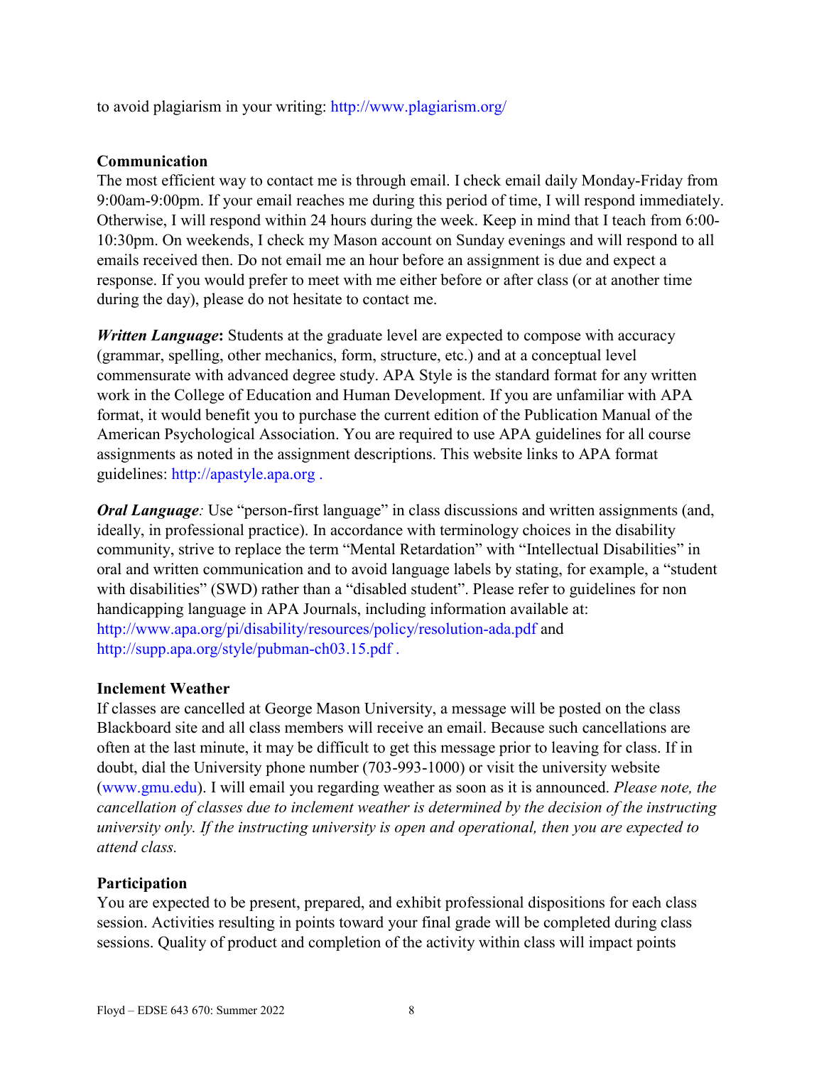to avoid plagiarism in your writing: http://www.plagiarism.org/

**Communication**

The most efficient way to contact me is through email. I check email daily Monday-Friday from 9:00am-9:00pm. If your email reaches me during this period of time, I will respond immediately. Otherwise, I will respond within 24 hours during the week. Keep in mind that I teach from 6:00-10:30pm. On weekends, I check my Mason account on Sunday evenings and will respond to all emails received then. Do not email me an hour before an assignment is due and expect a response. If you would prefer to meet with me either before or after class (or at another time during the day), please do not hesitate to contact me.

***Written Language*****:** Students at the graduate level are expected to compose with accuracy (grammar, spelling, other mechanics, form, structure, etc.) and at a conceptual level commensurate with advanced degree study. APA Style is the standard format for any written work in the College of Education and Human Development. If you are unfamiliar with APA format, it would benefit you to purchase the current edition of the Publication Manual of the American Psychological Association. You are required to use APA guidelines for all course assignments as noted in the assignment descriptions. This website links to APA format guidelines: http://apastyle.apa.org .

***Oral Language****:* Use "person-first language" in class discussions and written assignments (and, ideally, in professional practice). In accordance with terminology choices in the disability community, strive to replace the term "Mental Retardation" with "Intellectual Disabilities" in oral and written communication and to avoid language labels by stating, for example, a "student with disabilities" (SWD) rather than a "disabled student". Please refer to guidelines for non handicapping language in APA Journals, including information available at: http://www.apa.org/pi/disability/resources/policy/resolution-ada.pdf and http://supp.apa.org/style/pubman-ch03.15.pdf .

**Inclement Weather**

If classes are cancelled at George Mason University, a message will be posted on the class Blackboard site and all class members will receive an email. Because such cancellations are often at the last minute, it may be difficult to get this message prior to leaving for class. If in doubt, dial the University phone number (703-993-1000) or visit the university website (www.gmu.edu). I will email you regarding weather as soon as it is announced. *Please note, the cancellation of classes due to inclement weather is determined by the decision of the instructing university only. If the instructing university is open and operational, then you are expected to attend class.*

**Participation**

You are expected to be present, prepared, and exhibit professional dispositions for each class session. Activities resulting in points toward your final grade will be completed during class sessions. Quality of product and completion of the activity within class will impact points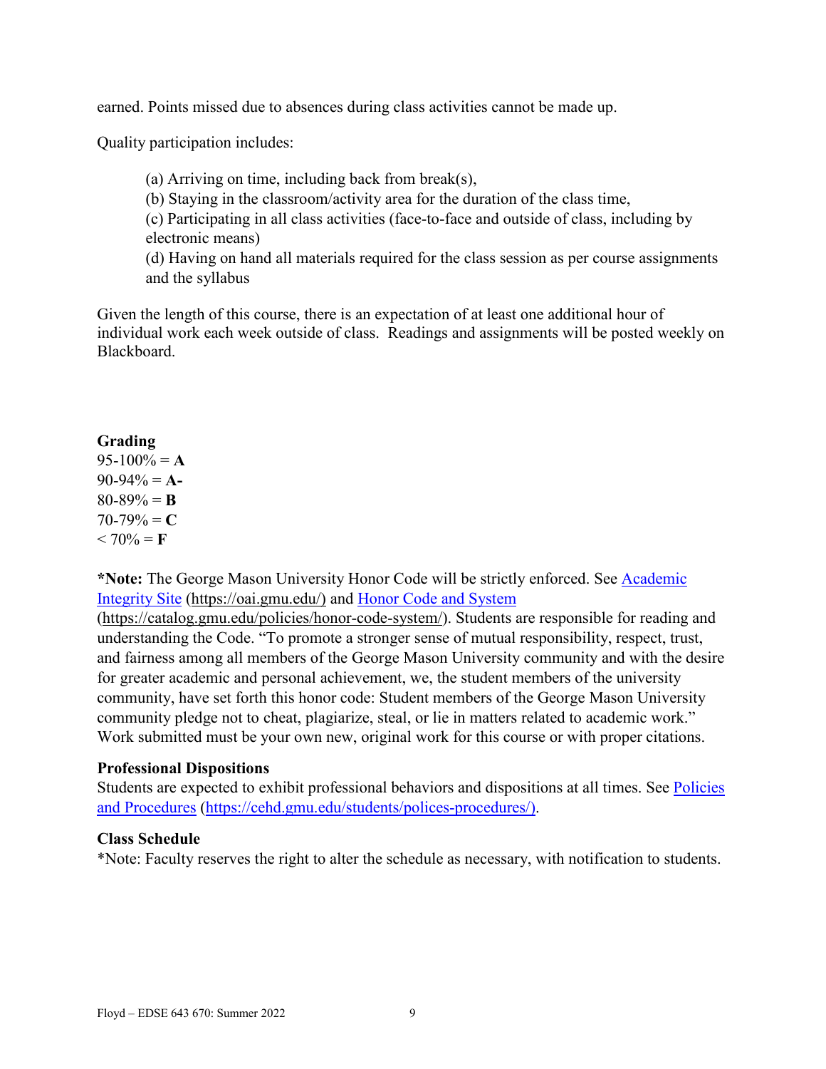earned. Points missed due to absences during class activities cannot be made up.

Quality participation includes:

(a) Arriving on time, including back from break(s),
(b) Staying in the classroom/activity area for the duration of the class time,
(c) Participating in all class activities (face-to-face and outside of class, including by electronic means)
(d) Having on hand all materials required for the class session as per course assignments and the syllabus

Given the length of this course, there is an expectation of at least one additional hour of individual work each week outside of class. Readings and assignments will be posted weekly on Blackboard.

**Grading**
95-100% = **A**
90-94% = **A-**
80-89% = **B**
70-79% = **C**
< 70% = **F**

***Note:** The George Mason University Honor Code will be strictly enforced. See [Academic Integrity Site](https://oai.gmu.edu/) (https://oai.gmu.edu/) and [Honor Code and System](https://catalog.gmu.edu/policies/honor-code-system/) (https://catalog.gmu.edu/policies/honor-code-system/). Students are responsible for reading and understanding the Code. "To promote a stronger sense of mutual responsibility, respect, trust, and fairness among all members of the George Mason University community and with the desire for greater academic and personal achievement, we, the student members of the university community, have set forth this honor code: Student members of the George Mason University community pledge not to cheat, plagiarize, steal, or lie in matters related to academic work." Work submitted must be your own new, original work for this course or with proper citations.

**Professional Dispositions**
Students are expected to exhibit professional behaviors and dispositions at all times. See [Policies and Procedures](https://cehd.gmu.edu/students/polices-procedures/) (https://cehd.gmu.edu/students/polices-procedures/).

**Class Schedule**
*Note: Faculty reserves the right to alter the schedule as necessary, with notification to students.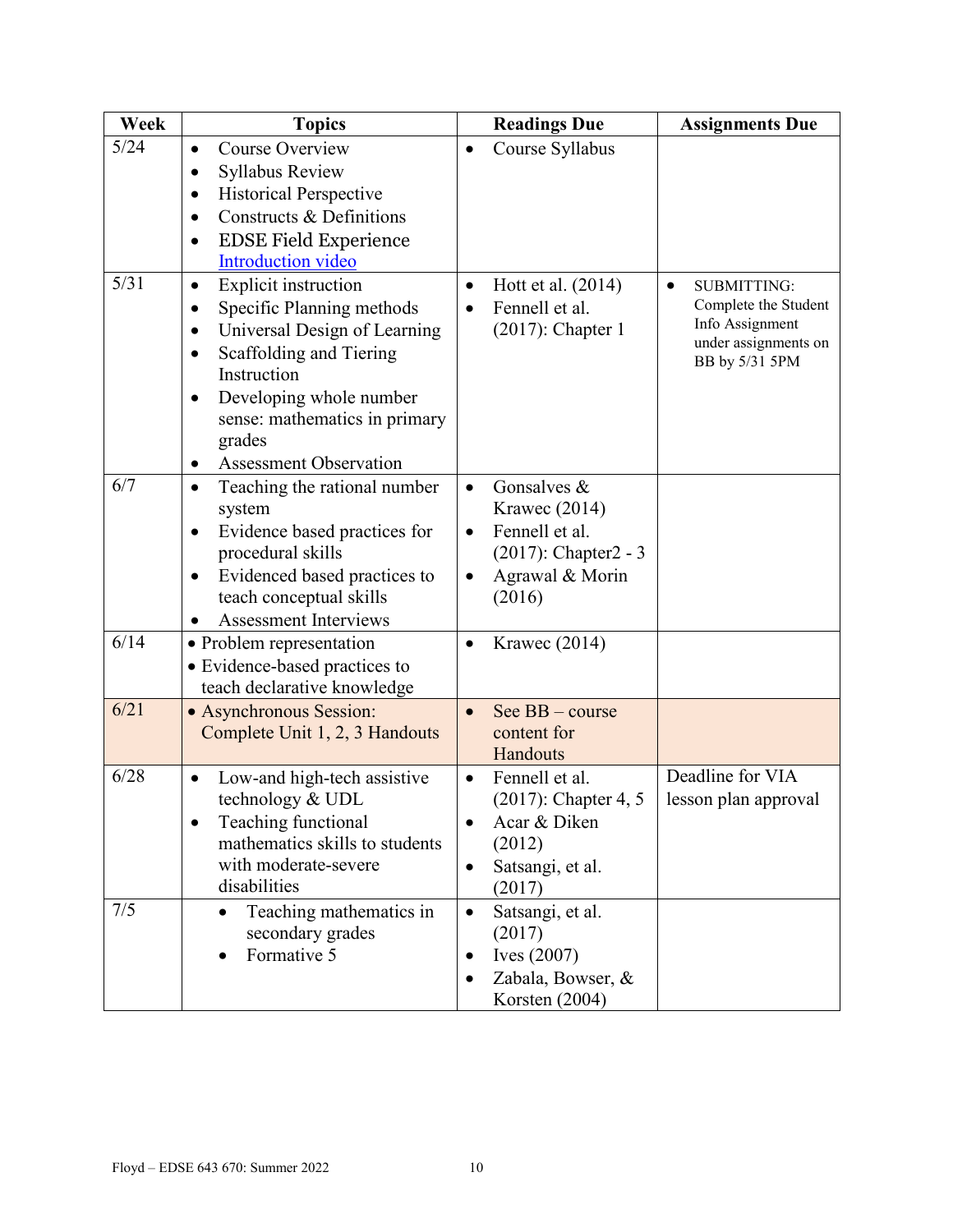| Week | Topics | Readings Due | Assignments Due |
|---|---|---|---|
| 5/24 | • Course Overview<br>• Syllabus Review<br>• Historical Perspective<br>• Constructs & Definitions<br>• EDSE Field Experience Introduction video | • Course Syllabus | |
| 5/31 | • Explicit instruction<br>• Specific Planning methods<br>• Universal Design of Learning<br>• Scaffolding and Tiering Instruction<br>• Developing whole number sense: mathematics in primary grades<br>• Assessment Observation | • Hott et al. (2014)<br>• Fennell et al. (2017): Chapter 1 | • SUBMITTING: Complete the Student Info Assignment under assignments on BB by 5/31 5PM |
| 6/7 | • Teaching the rational number system<br>• Evidence based practices for procedural skills<br>• Evidenced based practices to teach conceptual skills<br>• Assessment Interviews | • Gonsalves & Krawec (2014)<br>• Fennell et al. (2017): Chapter2 - 3<br>• Agrawal & Morin (2016) | |
| 6/14 | • Problem representation<br>• Evidence-based practices to teach declarative knowledge | • Krawec (2014) | |
| 6/21 | • Asynchronous Session: Complete Unit 1, 2, 3 Handouts | • See BB – course content for Handouts | |
| 6/28 | • Low-and high-tech assistive technology & UDL<br>• Teaching functional mathematics skills to students with moderate-severe disabilities | • Fennell et al. (2017): Chapter 4, 5<br>• Acar & Diken (2012)<br>• Satsangi, et al. (2017) | Deadline for VIA lesson plan approval |
| 7/5 | • Teaching mathematics in secondary grades<br>• Formative 5 | • Satsangi, et al. (2017)<br>• Ives (2007)<br>• Zabala, Bowser, & Korsten (2004) | |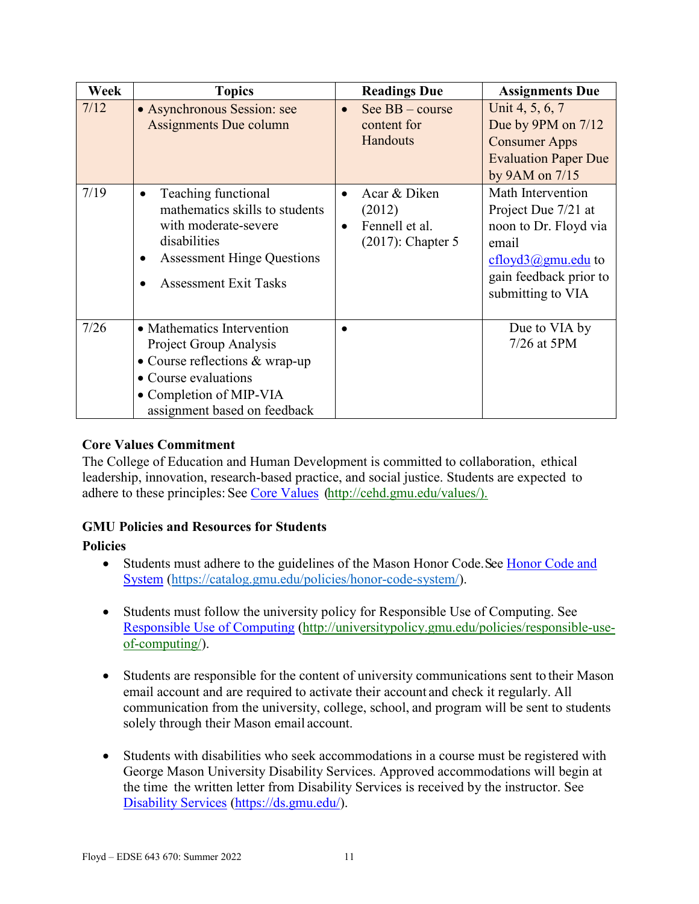| Week | Topics | Readings Due | Assignments Due |
|---|---|---|---|
| 7/12 | • Asynchronous Session: see Assignments Due column | • See BB – course content for Handouts | Unit 4, 5, 6, 7 Due by 9PM on 7/12 Consumer Apps Evaluation Paper Due by 9AM on 7/15 |
| 7/19 | • Teaching functional mathematics skills to students with moderate-severe disabilities<br>• Assessment Hinge Questions<br>• Assessment Exit Tasks | • Acar & Diken (2012)<br>• Fennell et al. (2017): Chapter 5 | Math Intervention Project Due 7/21 at noon to Dr. Floyd via email cfloyd3@gmu.edu to gain feedback prior to submitting to VIA |
| 7/26 | • Mathematics Intervention Project Group Analysis<br>• Course reflections & wrap-up<br>• Course evaluations<br>• Completion of MIP-VIA assignment based on feedback | • | Due to VIA by 7/26 at 5PM |

### Core Values Commitment

The College of Education and Human Development is committed to collaboration, ethical leadership, innovation, research-based practice, and social justice. Students are expected to adhere to these principles: See Core Values (http://cehd.gmu.edu/values/).

### GMU Policies and Resources for Students

**Policies**

- Students must adhere to the guidelines of the Mason Honor Code. See Honor Code and System (https://catalog.gmu.edu/policies/honor-code-system/).

- Students must follow the university policy for Responsible Use of Computing. See Responsible Use of Computing (http://universitypolicy.gmu.edu/policies/responsible-use-of-computing/).

- Students are responsible for the content of university communications sent to their Mason email account and are required to activate their account and check it regularly. All communication from the university, college, school, and program will be sent to students solely through their Mason email account.

- Students with disabilities who seek accommodations in a course must be registered with George Mason University Disability Services. Approved accommodations will begin at the time the written letter from Disability Services is received by the instructor. See Disability Services (https://ds.gmu.edu/).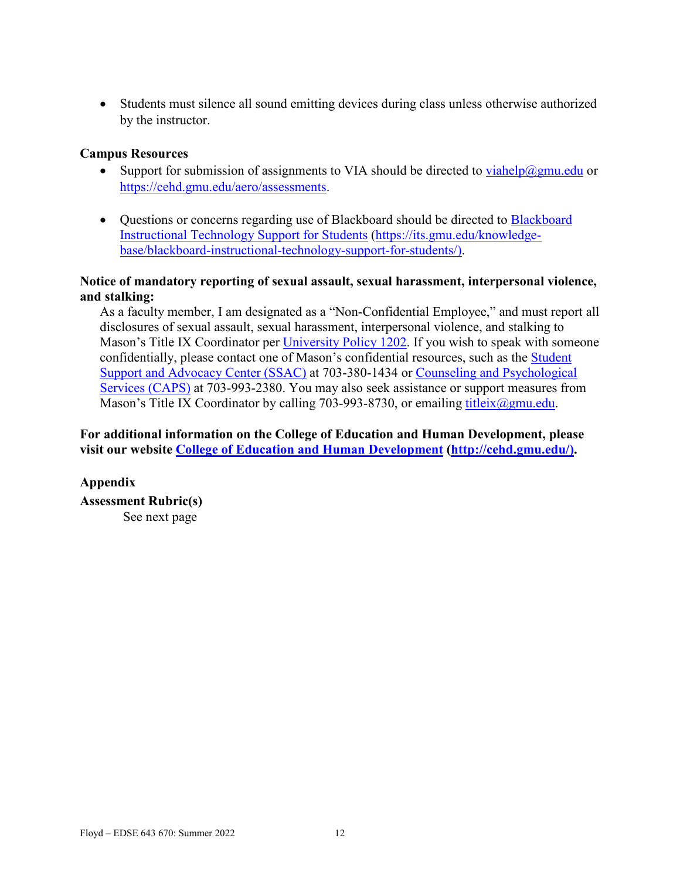- Students must silence all sound emitting devices during class unless otherwise authorized by the instructor.

**Campus Resources**

- Support for submission of assignments to VIA should be directed to [viahelp@gmu.edu](mailto:viahelp@gmu.edu) or [https://cehd.gmu.edu/aero/assessments](https://cehd.gmu.edu/aero/assessments).

- Questions or concerns regarding use of Blackboard should be directed to [Blackboard Instructional Technology Support for Students](https://its.gmu.edu/knowledge-base/blackboard-instructional-technology-support-for-students/) (https://its.gmu.edu/knowledge-base/blackboard-instructional-technology-support-for-students/).

**Notice of mandatory reporting of sexual assault, sexual harassment, interpersonal violence, and stalking:**

As a faculty member, I am designated as a "Non-Confidential Employee," and must report all disclosures of sexual assault, sexual harassment, interpersonal violence, and stalking to Mason's Title IX Coordinator per University Policy 1202. If you wish to speak with someone confidentially, please contact one of Mason's confidential resources, such as the Student Support and Advocacy Center (SSAC) at 703-380-1434 or Counseling and Psychological Services (CAPS) at 703-993-2380. You may also seek assistance or support measures from Mason's Title IX Coordinator by calling 703-993-8730, or emailing [titleix@gmu.edu](mailto:titleix@gmu.edu).

**For additional information on the College of Education and Human Development, please visit our website [College of Education and Human Development](http://cehd.gmu.edu/) (http://cehd.gmu.edu/).**

**Appendix**

**Assessment Rubric(s)**

See next page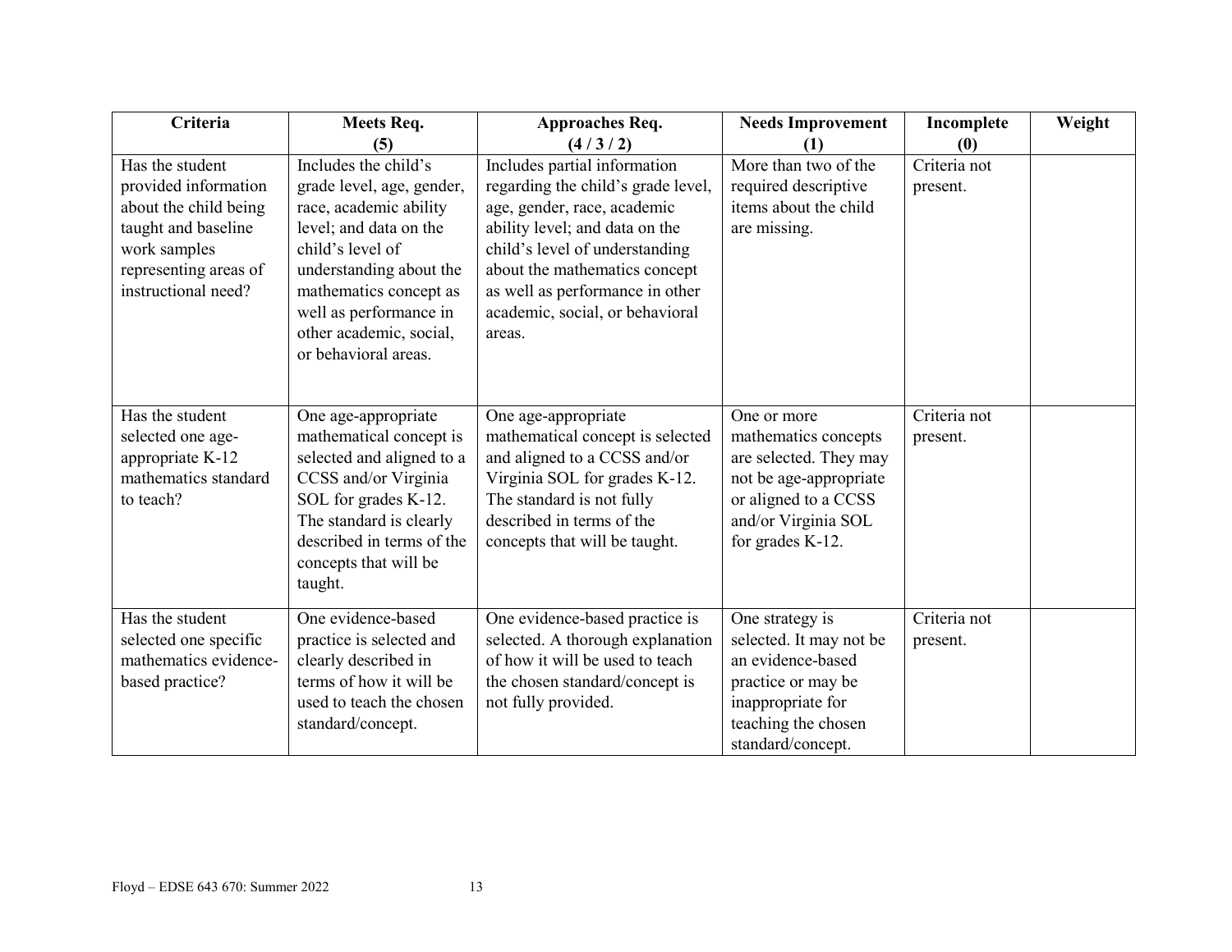| Criteria | Meets Req. (5) | Approaches Req. (4 / 3 / 2) | Needs Improvement (1) | Incomplete (0) | Weight |
|---|---|---|---|---|---|
| Has the student provided information about the child being taught and baseline work samples representing areas of instructional need? | Includes the child's grade level, age, gender, race, academic ability level; and data on the child's level of understanding about the mathematics concept as well as performance in other academic, social, or behavioral areas. | Includes partial information regarding the child's grade level, age, gender, race, academic ability level; and data on the child's level of understanding about the mathematics concept as well as performance in other academic, social, or behavioral areas. | More than two of the required descriptive items about the child are missing. | Criteria not present. | |
| Has the student selected one age-appropriate K-12 mathematics standard to teach? | One age-appropriate mathematical concept is selected and aligned to a CCSS and/or Virginia SOL for grades K-12. The standard is clearly described in terms of the concepts that will be taught. | One age-appropriate mathematical concept is selected and aligned to a CCSS and/or Virginia SOL for grades K-12. The standard is not fully described in terms of the concepts that will be taught. | One or more mathematics concepts are selected. They may not be age-appropriate or aligned to a CCSS and/or Virginia SOL for grades K-12. | Criteria not present. | |
| Has the student selected one specific mathematics evidence-based practice? | One evidence-based practice is selected and clearly described in terms of how it will be used to teach the chosen standard/concept. | One evidence-based practice is selected. A thorough explanation of how it will be used to teach the chosen standard/concept is not fully provided. | One strategy is selected. It may not be an evidence-based practice or may be inappropriate for teaching the chosen standard/concept. | Criteria not present. | |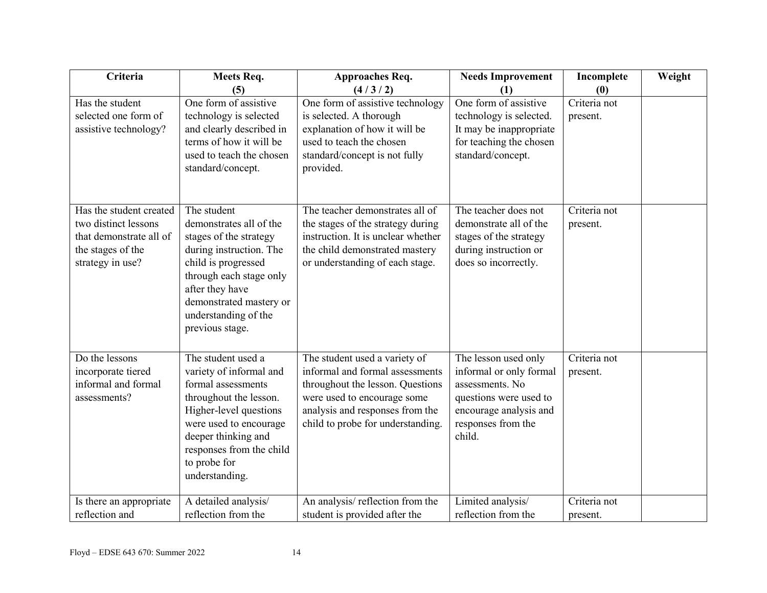| Criteria | Meets Req. (5) | Approaches Req. (4 / 3 / 2) | Needs Improvement (1) | Incomplete (0) | Weight |
|---|---|---|---|---|---|
| Has the student selected one form of assistive technology? | One form of assistive technology is selected and clearly described in terms of how it will be used to teach the chosen standard/concept. | One form of assistive technology is selected. A thorough explanation of how it will be used to teach the chosen standard/concept is not fully provided. | One form of assistive technology is selected. It may be inappropriate for teaching the chosen standard/concept. | Criteria not present. | |
| Has the student created two distinct lessons that demonstrate all of the stages of the strategy in use? | The student demonstrates all of the stages of the strategy during instruction. The child is progressed through each stage only after they have demonstrated mastery or understanding of the previous stage. | The teacher demonstrates all of the stages of the strategy during instruction. It is unclear whether the child demonstrated mastery or understanding of each stage. | The teacher does not demonstrate all of the stages of the strategy during instruction or does so incorrectly. | Criteria not present. | |
| Do the lessons incorporate tiered informal and formal assessments? | The student used a variety of informal and formal assessments throughout the lesson. Higher-level questions were used to encourage deeper thinking and responses from the child to probe for understanding. | The student used a variety of informal and formal assessments throughout the lesson. Questions were used to encourage some analysis and responses from the child to probe for understanding. | The lesson used only informal or only formal assessments. No questions were used to encourage analysis and responses from the child. | Criteria not present. | |
| Is there an appropriate reflection and | A detailed analysis/ reflection from the | An analysis/ reflection from the student is provided after the | Limited analysis/ reflection from the | Criteria not present. | |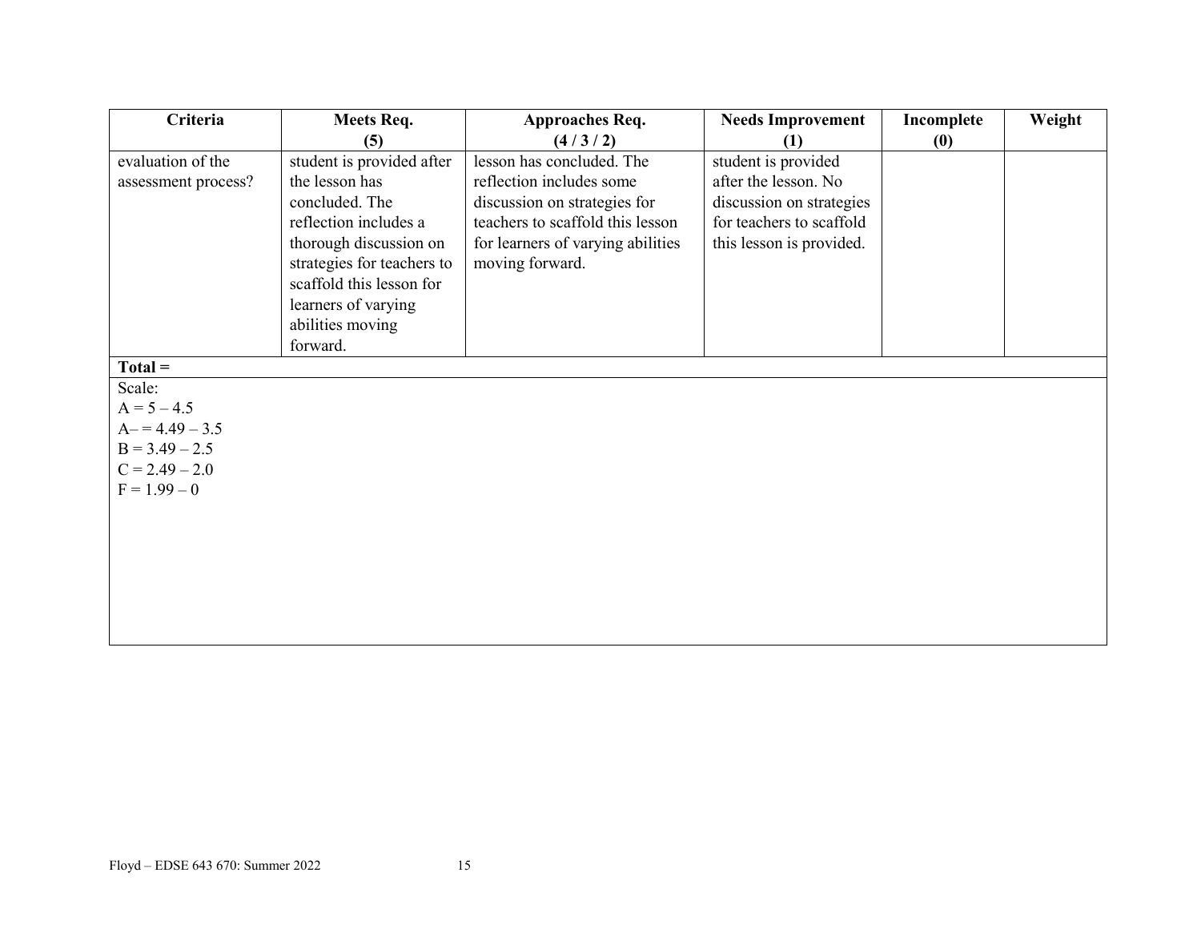| Criteria | Meets Req. (5) | Approaches Req. (4 / 3 / 2) | Needs Improvement (1) | Incomplete (0) | Weight |
|---|---|---|---|---|---|
| evaluation of the assessment process? | student is provided after the lesson has concluded. The reflection includes a thorough discussion on strategies for teachers to scaffold this lesson for learners of varying abilities moving forward. | lesson has concluded. The reflection includes some discussion on strategies for teachers to scaffold this lesson for learners of varying abilities moving forward. | student is provided after the lesson. No discussion on strategies for teachers to scaffold this lesson is provided. | | |
| **Total =** | | | | | |

Scale:
A = 5 – 4.5
A– = 4.49 – 3.5
B = 3.49 – 2.5
C = 2.49 – 2.0
F = 1.99 – 0